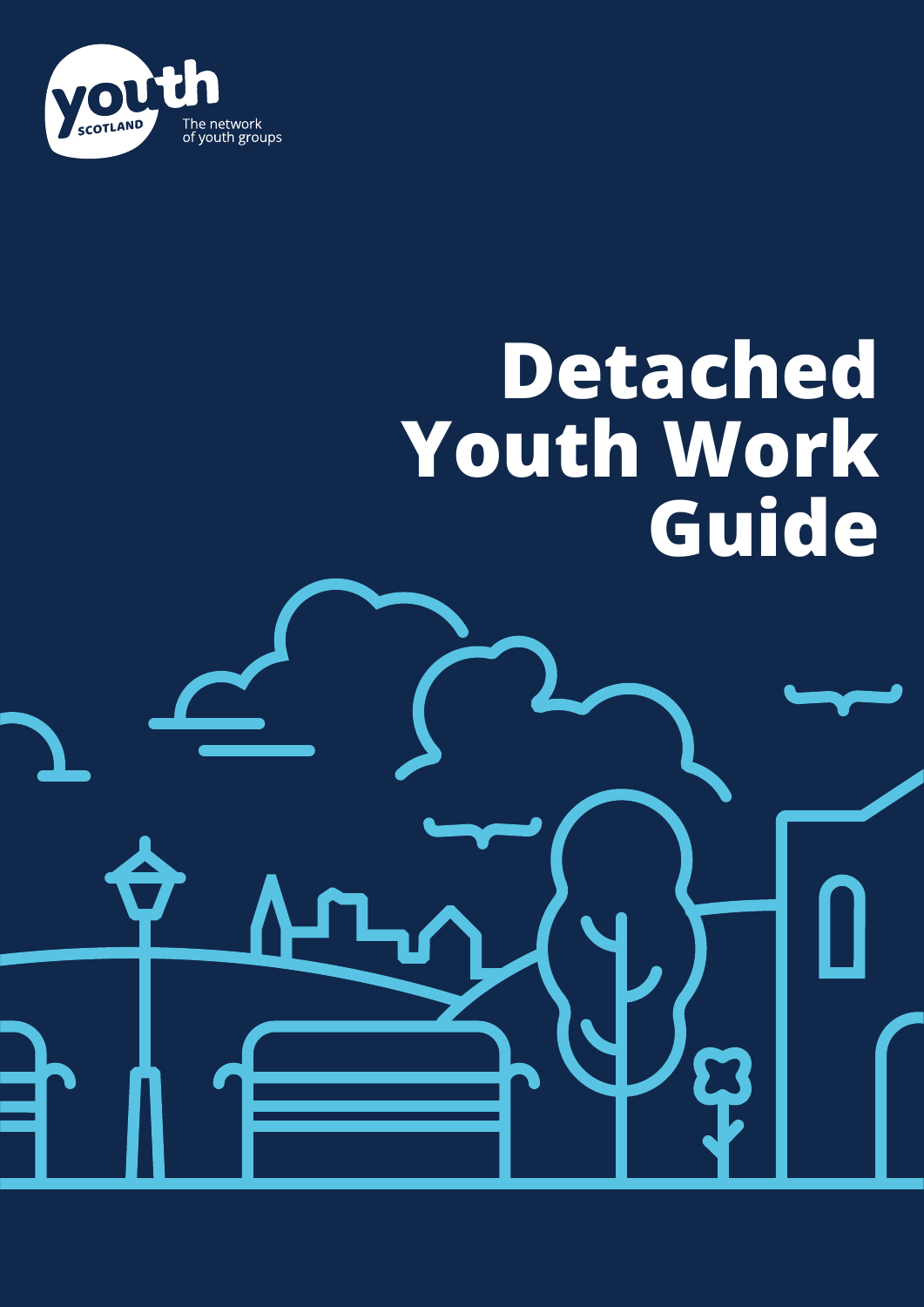youth SCOTLAND

The network of youth groups

# Detached Youth Work Guide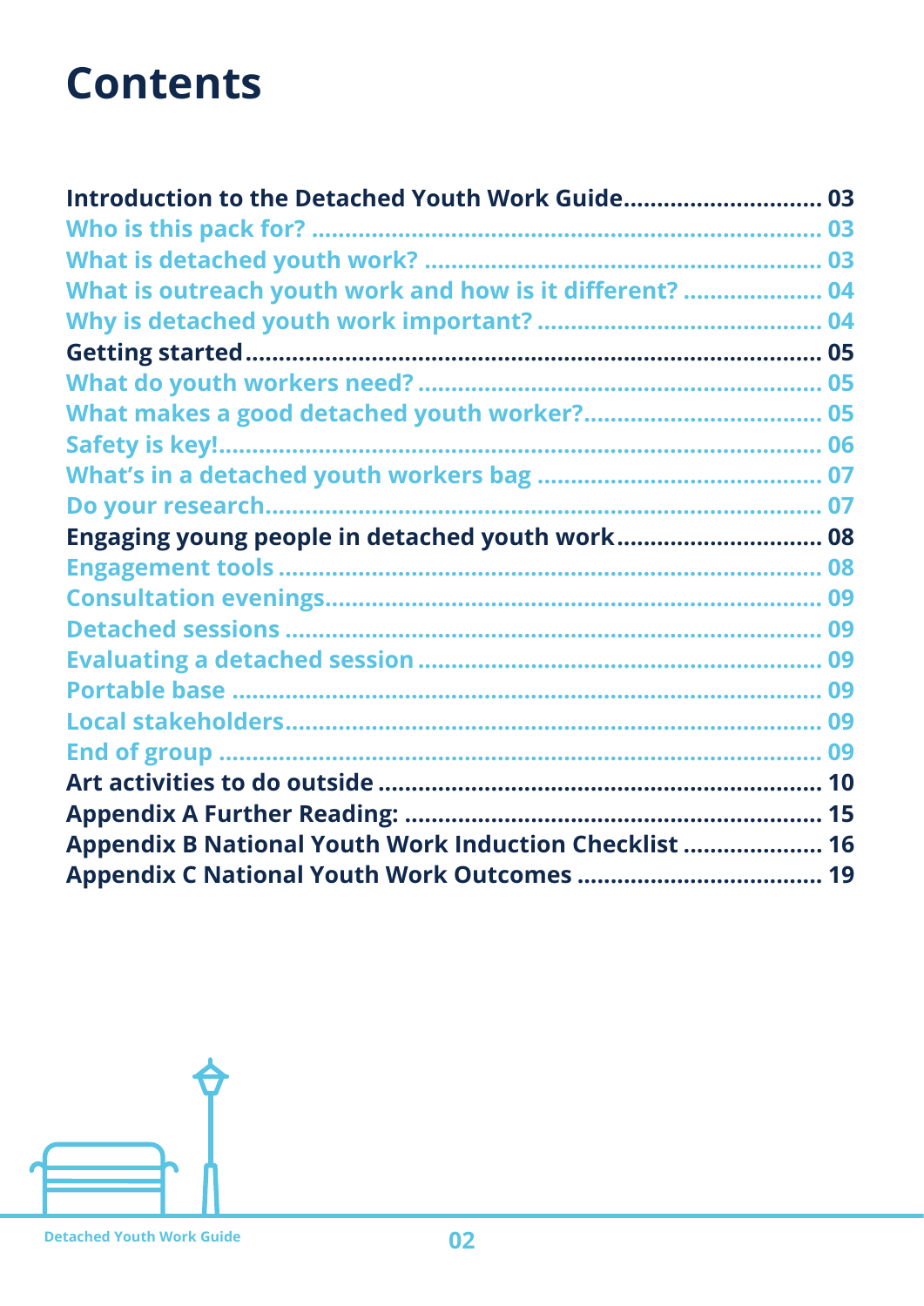# Contents

**Introduction to the Detached Youth Work Guide** ............................. 03
- Who is this pack for? ............................. 03
- What is detached youth work? ............................. 03
- What is outreach youth work and how is it different? ............................. 04
- Why is detached youth work important? ............................. 04

**Getting started** ............................. 05
- What do youth workers need? ............................. 05
- What makes a good detached youth worker? ............................. 05
- Safety is key! ............................. 06
- What's in a detached youth workers bag ............................. 07
- Do your research ............................. 07

**Engaging young people in detached youth work** ............................. 08
- Engagement tools ............................. 08
- Consultation evenings ............................. 09
- Detached sessions ............................. 09
- Evaluating a detached session ............................. 09
- Portable base ............................. 09
- Local stakeholders ............................. 09
- End of group ............................. 09

**Art activities to do outside** ............................. 10

**Appendix A Further Reading:** ............................. 15

**Appendix B National Youth Work Induction Checklist** ............................. 16

**Appendix C National Youth Work Outcomes** ............................. 19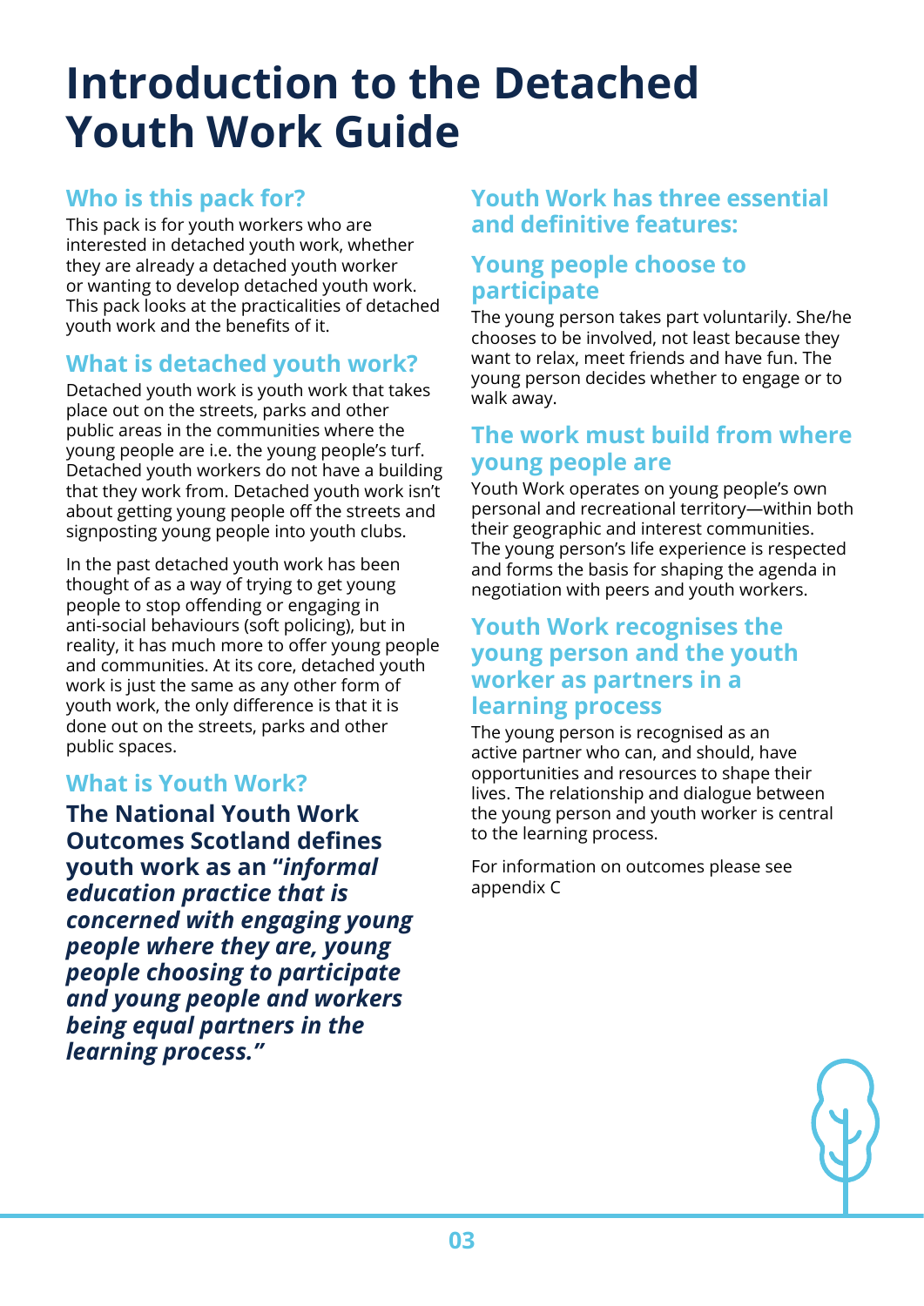# Introduction to the Detached Youth Work Guide

## Who is this pack for?

This pack is for youth workers who are interested in detached youth work, whether they are already a detached youth worker or wanting to develop detached youth work. This pack looks at the practicalities of detached youth work and the benefits of it.

## What is detached youth work?

Detached youth work is youth work that takes place out on the streets, parks and other public areas in the communities where the young people are i.e. the young people's turf. Detached youth workers do not have a building that they work from. Detached youth work isn't about getting young people off the streets and signposting young people into youth clubs.

In the past detached youth work has been thought of as a way of trying to get young people to stop offending or engaging in anti-social behaviours (soft policing), but in reality, it has much more to offer young people and communities. At its core, detached youth work is just the same as any other form of youth work, the only difference is that it is done out on the streets, parks and other public spaces.

## What is Youth Work?

**The National Youth Work Outcomes Scotland defines youth work as an "*informal education practice that is concerned with engaging young people where they are, young people choosing to participate and young people and workers being equal partners in the learning process.*"**

## Youth Work has three essential and definitive features:

### Young people choose to participate

The young person takes part voluntarily. She/he chooses to be involved, not least because they want to relax, meet friends and have fun. The young person decides whether to engage or to walk away.

### The work must build from where young people are

Youth Work operates on young people's own personal and recreational territory—within both their geographic and interest communities. The young person's life experience is respected and forms the basis for shaping the agenda in negotiation with peers and youth workers.

### Youth Work recognises the young person and the youth worker as partners in a learning process

The young person is recognised as an active partner who can, and should, have opportunities and resources to shape their lives. The relationship and dialogue between the young person and youth worker is central to the learning process.

For information on outcomes please see appendix C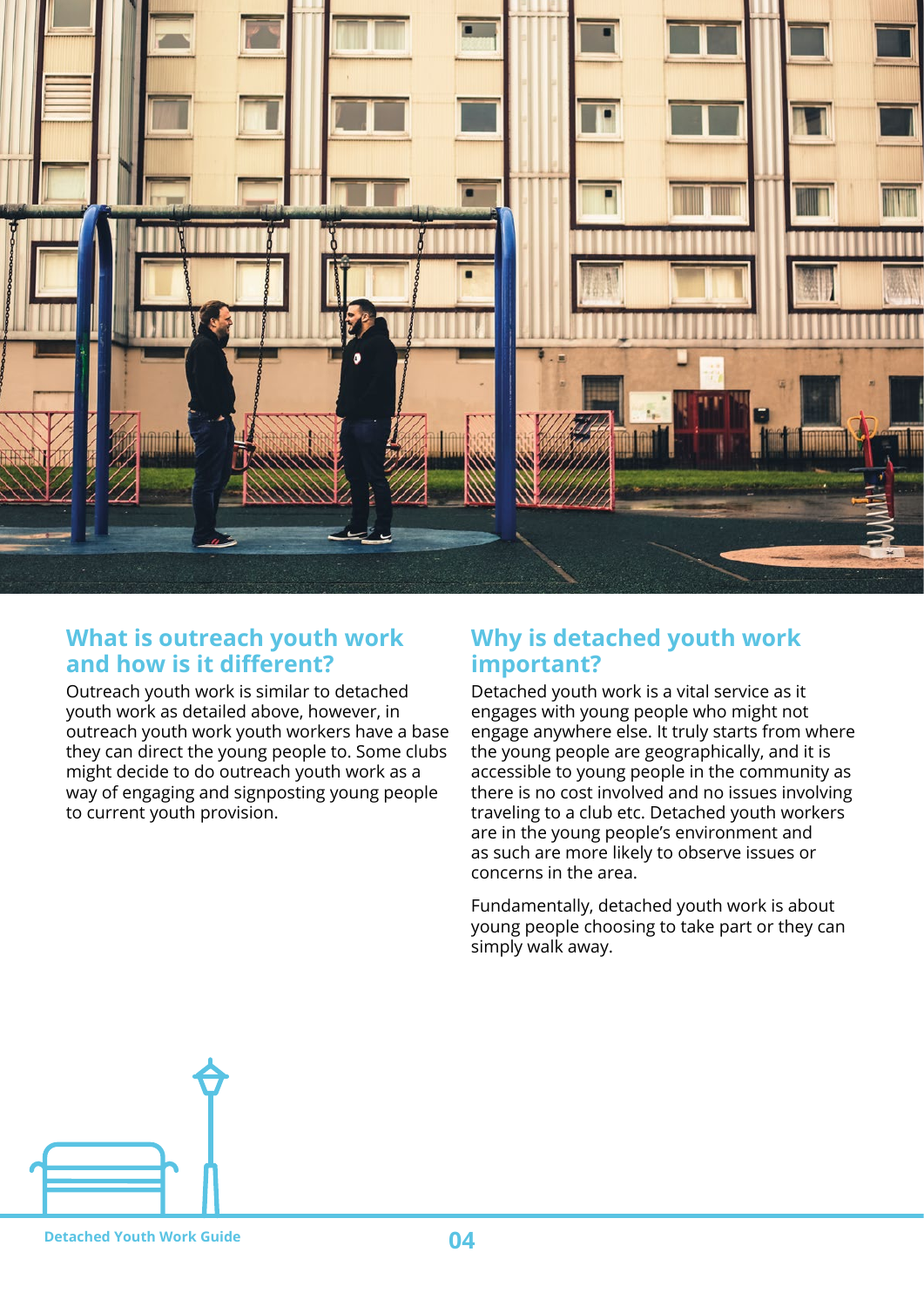## What is outreach youth work and how is it different?

Outreach youth work is similar to detached youth work as detailed above, however, in outreach youth work youth workers have a base they can direct the young people to. Some clubs might decide to do outreach youth work as a way of engaging and signposting young people to current youth provision.

## Why is detached youth work important?

Detached youth work is a vital service as it engages with young people who might not engage anywhere else. It truly starts from where the young people are geographically, and it is accessible to young people in the community as there is no cost involved and no issues involving traveling to a club etc. Detached youth workers are in the young people's environment and as such are more likely to observe issues or concerns in the area.

Fundamentally, detached youth work is about young people choosing to take part or they can simply walk away.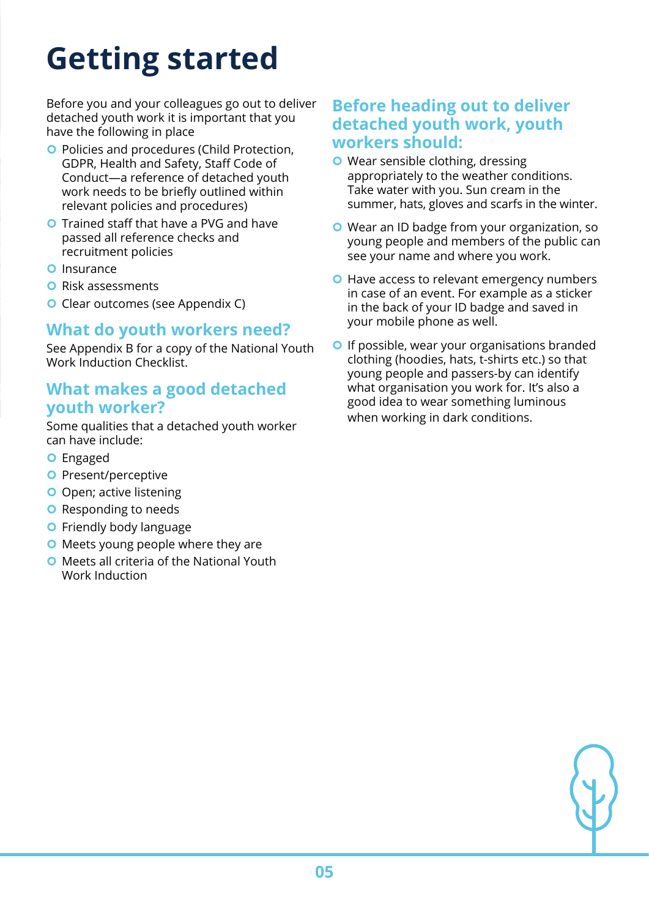# Getting started

Before you and your colleagues go out to deliver detached youth work it is important that you have the following in place

- Policies and procedures (Child Protection, GDPR, Health and Safety, Staff Code of Conduct—a reference of detached youth work needs to be briefly outlined within relevant policies and procedures)
- Trained staff that have a PVG and have passed all reference checks and recruitment policies
- Insurance
- Risk assessments
- Clear outcomes (see Appendix C)

## What do youth workers need?

See Appendix B for a copy of the National Youth Work Induction Checklist.

## What makes a good detached youth worker?

Some qualities that a detached youth worker can have include:

- Engaged
- Present/perceptive
- Open; active listening
- Responding to needs
- Friendly body language
- Meets young people where they are
- Meets all criteria of the National Youth Work Induction

## Before heading out to deliver detached youth work, youth workers should:

- Wear sensible clothing, dressing appropriately to the weather conditions. Take water with you. Sun cream in the summer, hats, gloves and scarfs in the winter.
- Wear an ID badge from your organization, so young people and members of the public can see your name and where you work.
- Have access to relevant emergency numbers in case of an event. For example as a sticker in the back of your ID badge and saved in your mobile phone as well.
- If possible, wear your organisations branded clothing (hoodies, hats, t-shirts etc.) so that young people and passers-by can identify what organisation you work for. It's also a good idea to wear something luminous when working in dark conditions.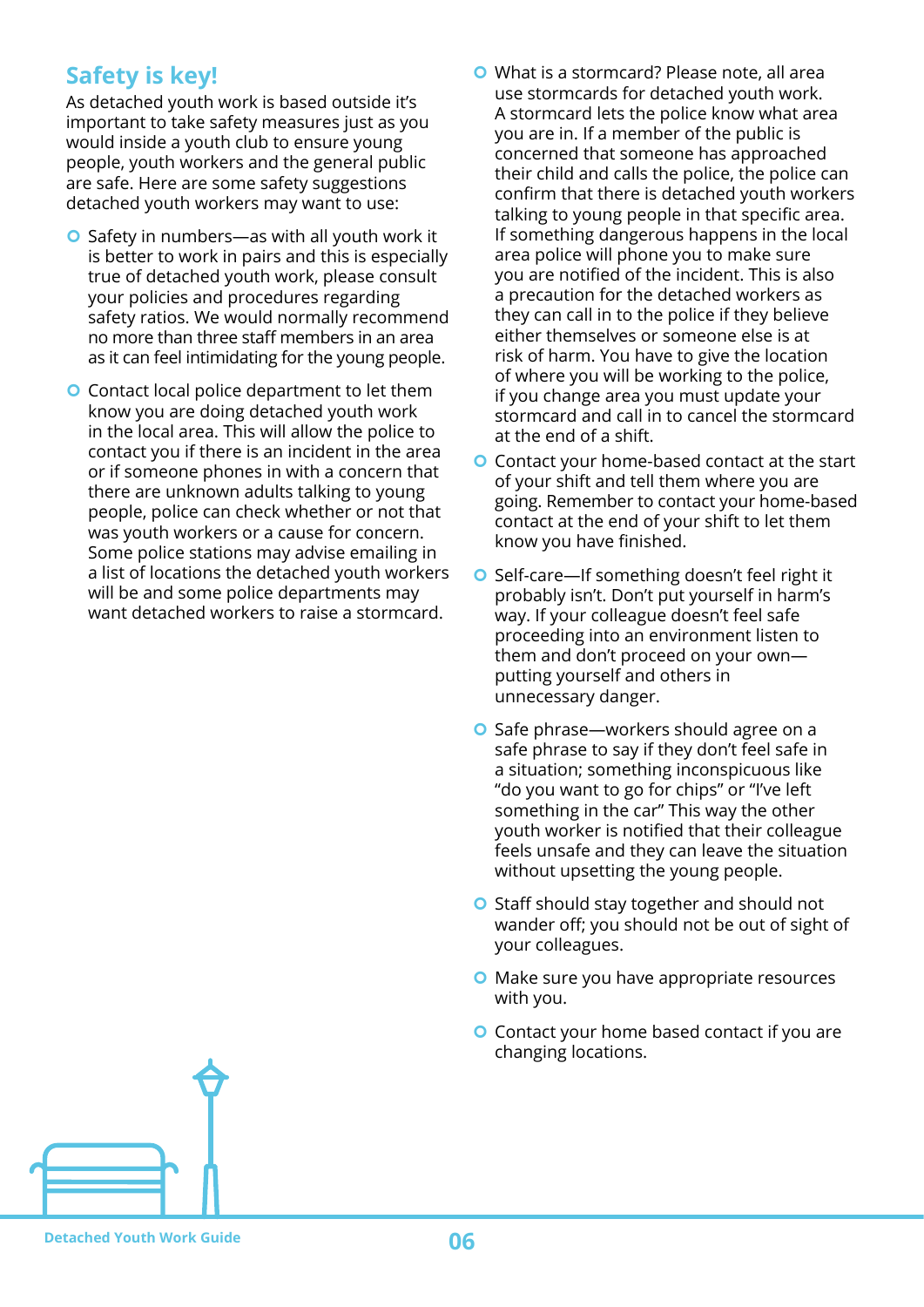## Safety is key!

As detached youth work is based outside it's important to take safety measures just as you would inside a youth club to ensure young people, youth workers and the general public are safe. Here are some safety suggestions detached youth workers may want to use:

- Safety in numbers—as with all youth work it is better to work in pairs and this is especially true of detached youth work, please consult your policies and procedures regarding safety ratios. We would normally recommend no more than three staff members in an area as it can feel intimidating for the young people.
- Contact local police department to let them know you are doing detached youth work in the local area. This will allow the police to contact you if there is an incident in the area or if someone phones in with a concern that there are unknown adults talking to young people, police can check whether or not that was youth workers or a cause for concern. Some police stations may advise emailing in a list of locations the detached youth workers will be and some police departments may want detached workers to raise a stormcard.
- What is a stormcard? Please note, all area use stormcards for detached youth work. A stormcard lets the police know what area you are in. If a member of the public is concerned that someone has approached their child and calls the police, the police can confirm that there is detached youth workers talking to young people in that specific area. If something dangerous happens in the local area police will phone you to make sure you are notified of the incident. This is also a precaution for the detached workers as they can call in to the police if they believe either themselves or someone else is at risk of harm. You have to give the location of where you will be working to the police, if you change area you must update your stormcard and call in to cancel the stormcard at the end of a shift.
- Contact your home-based contact at the start of your shift and tell them where you are going. Remember to contact your home-based contact at the end of your shift to let them know you have finished.
- Self-care—If something doesn't feel right it probably isn't. Don't put yourself in harm's way. If your colleague doesn't feel safe proceeding into an environment listen to them and don't proceed on your own—putting yourself and others in unnecessary danger.
- Safe phrase—workers should agree on a safe phrase to say if they don't feel safe in a situation; something inconspicuous like "do you want to go for chips" or "I've left something in the car" This way the other youth worker is notified that their colleague feels unsafe and they can leave the situation without upsetting the young people.
- Staff should stay together and should not wander off; you should not be out of sight of your colleagues.
- Make sure you have appropriate resources with you.
- Contact your home based contact if you are changing locations.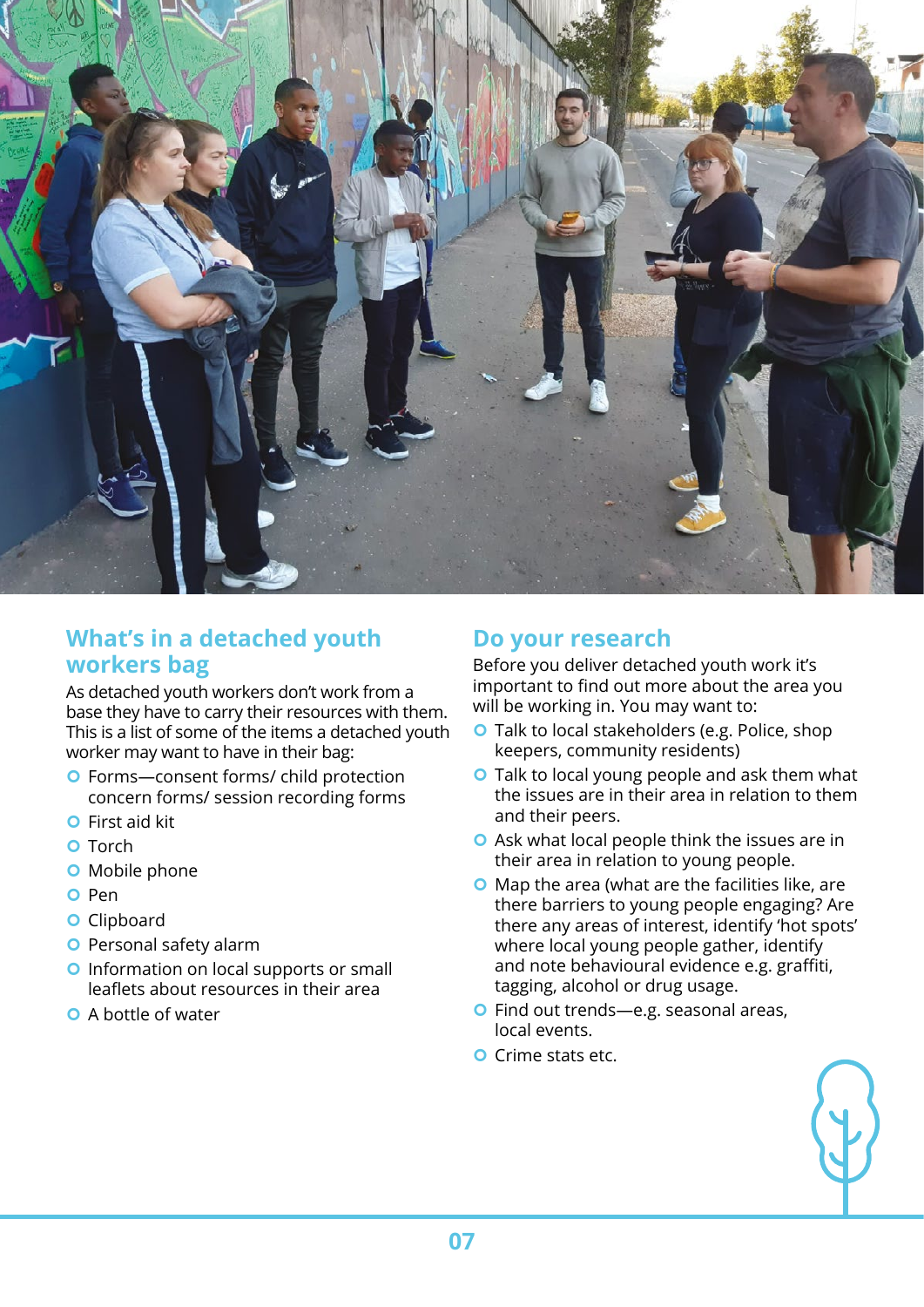## What's in a detached youth workers bag

As detached youth workers don't work from a base they have to carry their resources with them. This is a list of some of the items a detached youth worker may want to have in their bag:

- Forms—consent forms/ child protection concern forms/ session recording forms
- First aid kit
- Torch
- Mobile phone
- Pen
- Clipboard
- Personal safety alarm
- Information on local supports or small leaflets about resources in their area
- A bottle of water

## Do your research

Before you deliver detached youth work it's important to find out more about the area you will be working in. You may want to:

- Talk to local stakeholders (e.g. Police, shop keepers, community residents)
- Talk to local young people and ask them what the issues are in their area in relation to them and their peers.
- Ask what local people think the issues are in their area in relation to young people.
- Map the area (what are the facilities like, are there barriers to young people engaging? Are there any areas of interest, identify 'hot spots' where local young people gather, identify and note behavioural evidence e.g. graffiti, tagging, alcohol or drug usage.
- Find out trends—e.g. seasonal areas, local events.
- Crime stats etc.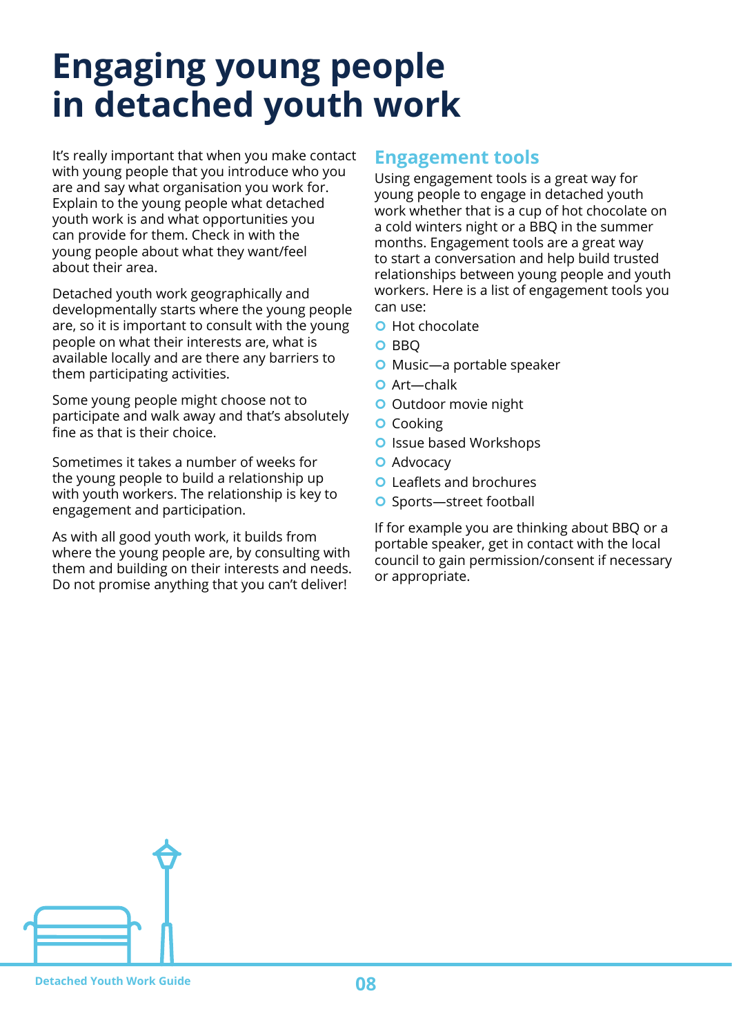# Engaging young people in detached youth work

It's really important that when you make contact with young people that you introduce who you are and say what organisation you work for. Explain to the young people what detached youth work is and what opportunities you can provide for them. Check in with the young people about what they want/feel about their area.

Detached youth work geographically and developmentally starts where the young people are, so it is important to consult with the young people on what their interests are, what is available locally and are there any barriers to them participating activities.

Some young people might choose not to participate and walk away and that's absolutely fine as that is their choice.

Sometimes it takes a number of weeks for the young people to build a relationship up with youth workers. The relationship is key to engagement and participation.

As with all good youth work, it builds from where the young people are, by consulting with them and building on their interests and needs. Do not promise anything that you can't deliver!

## Engagement tools

Using engagement tools is a great way for young people to engage in detached youth work whether that is a cup of hot chocolate on a cold winters night or a BBQ in the summer months. Engagement tools are a great way to start a conversation and help build trusted relationships between young people and youth workers. Here is a list of engagement tools you can use:

- Hot chocolate
- BBQ
- Music—a portable speaker
- Art—chalk
- Outdoor movie night
- Cooking
- Issue based Workshops
- Advocacy
- Leaflets and brochures
- Sports—street football

If for example you are thinking about BBQ or a portable speaker, get in contact with the local council to gain permission/consent if necessary or appropriate.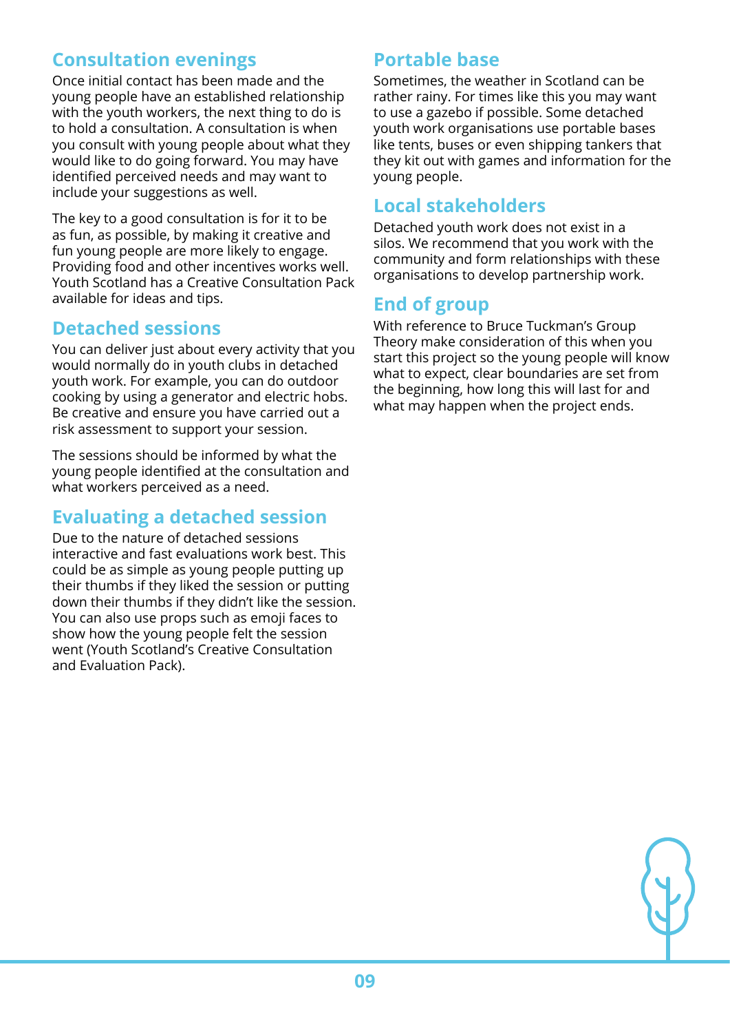## Consultation evenings

Once initial contact has been made and the young people have an established relationship with the youth workers, the next thing to do is to hold a consultation. A consultation is when you consult with young people about what they would like to do going forward. You may have identified perceived needs and may want to include your suggestions as well.

The key to a good consultation is for it to be as fun, as possible, by making it creative and fun young people are more likely to engage. Providing food and other incentives works well. Youth Scotland has a Creative Consultation Pack available for ideas and tips.

## Detached sessions

You can deliver just about every activity that you would normally do in youth clubs in detached youth work. For example, you can do outdoor cooking by using a generator and electric hobs. Be creative and ensure you have carried out a risk assessment to support your session.

The sessions should be informed by what the young people identified at the consultation and what workers perceived as a need.

## Evaluating a detached session

Due to the nature of detached sessions interactive and fast evaluations work best. This could be as simple as young people putting up their thumbs if they liked the session or putting down their thumbs if they didn't like the session. You can also use props such as emoji faces to show how the young people felt the session went (Youth Scotland's Creative Consultation and Evaluation Pack).

## Portable base

Sometimes, the weather in Scotland can be rather rainy. For times like this you may want to use a gazebo if possible. Some detached youth work organisations use portable bases like tents, buses or even shipping tankers that they kit out with games and information for the young people.

## Local stakeholders

Detached youth work does not exist in a silos. We recommend that you work with the community and form relationships with these organisations to develop partnership work.

## End of group

With reference to Bruce Tuckman's Group Theory make consideration of this when you start this project so the young people will know what to expect, clear boundaries are set from the beginning, how long this will last for and what may happen when the project ends.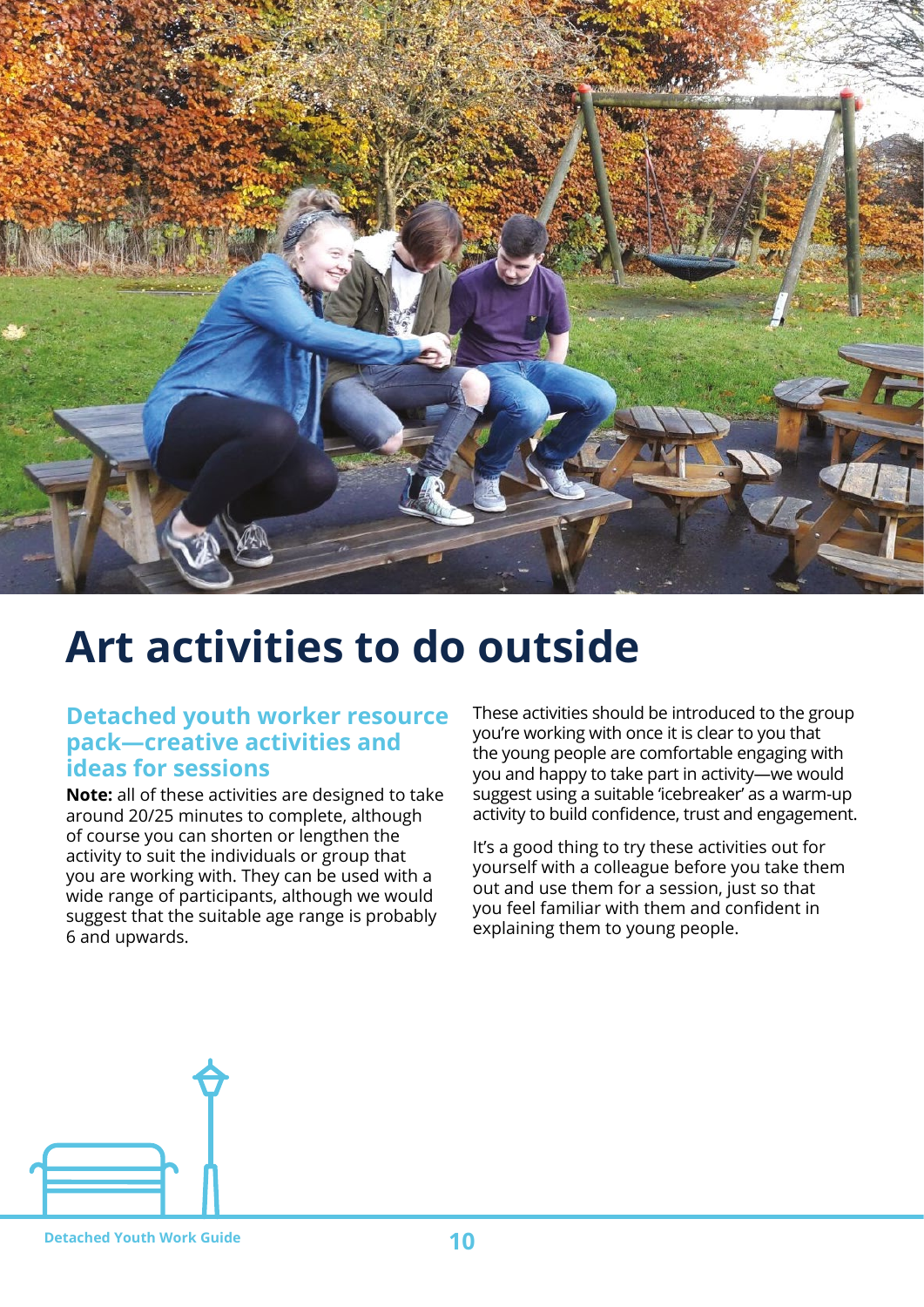# Art activities to do outside

## Detached youth worker resource pack—creative activities and ideas for sessions

**Note:** all of these activities are designed to take around 20/25 minutes to complete, although of course you can shorten or lengthen the activity to suit the individuals or group that you are working with. They can be used with a wide range of participants, although we would suggest that the suitable age range is probably 6 and upwards.

These activities should be introduced to the group you're working with once it is clear to you that the young people are comfortable engaging with you and happy to take part in activity—we would suggest using a suitable 'icebreaker' as a warm-up activity to build confidence, trust and engagement.

It's a good thing to try these activities out for yourself with a colleague before you take them out and use them for a session, just so that you feel familiar with them and confident in explaining them to young people.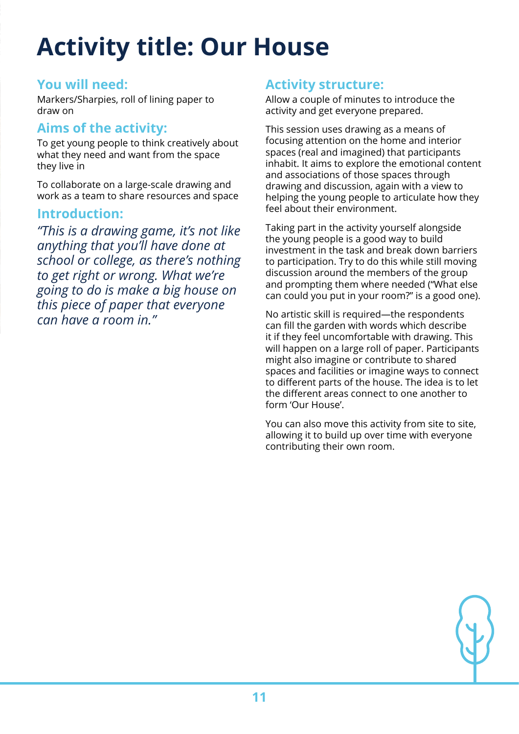# Activity title: Our House

## You will need:

Markers/Sharpies, roll of lining paper to draw on

## Aims of the activity:

To get young people to think creatively about what they need and want from the space they live in

To collaborate on a large-scale drawing and work as a team to share resources and space

## Introduction:

*"This is a drawing game, it's not like anything that you'll have done at school or college, as there's nothing to get right or wrong. What we're going to do is make a big house on this piece of paper that everyone can have a room in."*

## Activity structure:

Allow a couple of minutes to introduce the activity and get everyone prepared.

This session uses drawing as a means of focusing attention on the home and interior spaces (real and imagined) that participants inhabit. It aims to explore the emotional content and associations of those spaces through drawing and discussion, again with a view to helping the young people to articulate how they feel about their environment.

Taking part in the activity yourself alongside the young people is a good way to build investment in the task and break down barriers to participation. Try to do this while still moving discussion around the members of the group and prompting them where needed ("What else can could you put in your room?" is a good one).

No artistic skill is required—the respondents can fill the garden with words which describe it if they feel uncomfortable with drawing. This will happen on a large roll of paper. Participants might also imagine or contribute to shared spaces and facilities or imagine ways to connect to different parts of the house. The idea is to let the different areas connect to one another to form 'Our House'.

You can also move this activity from site to site, allowing it to build up over time with everyone contributing their own room.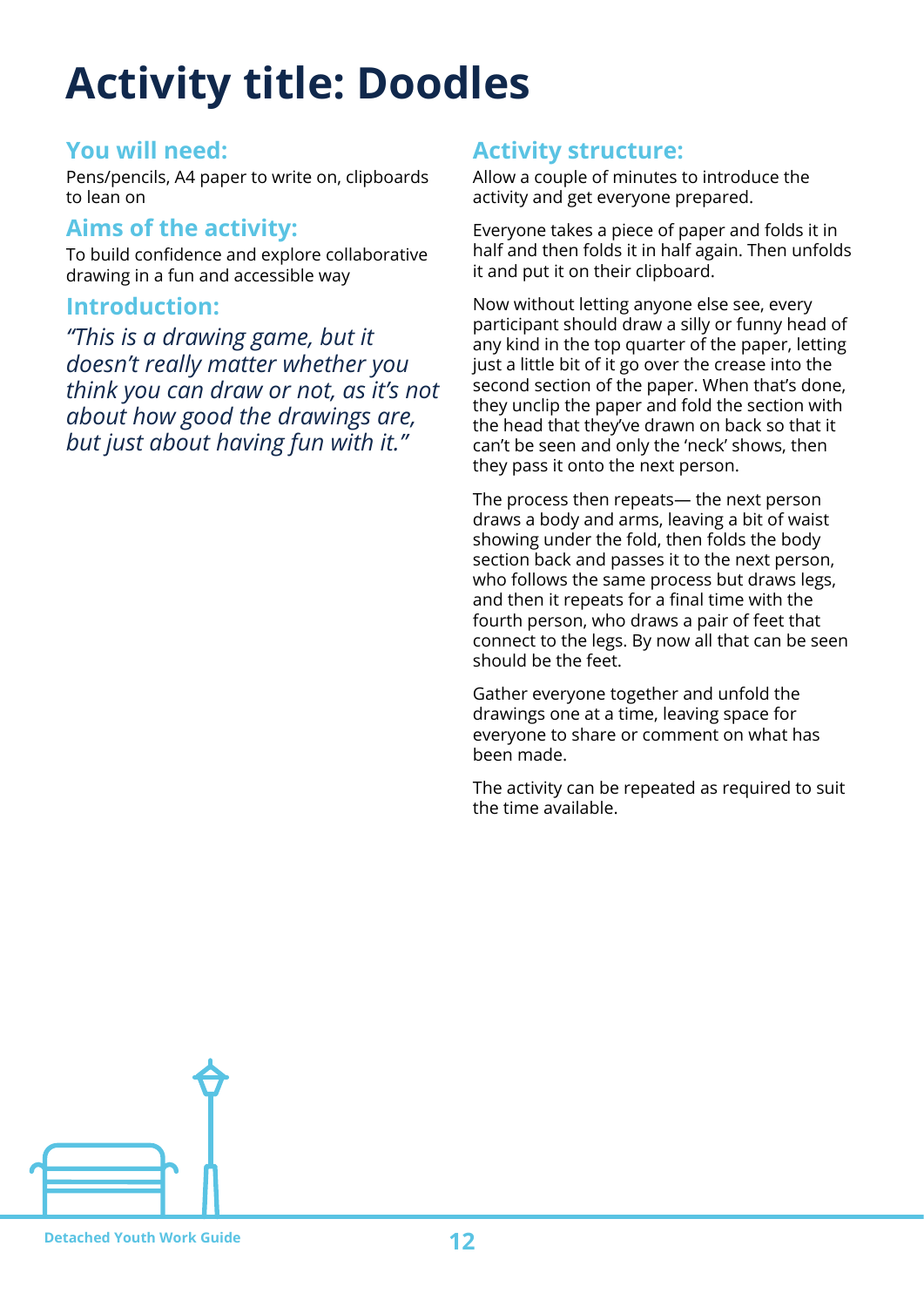# Activity title: Doodles

## You will need:

Pens/pencils, A4 paper to write on, clipboards to lean on

## Aims of the activity:

To build confidence and explore collaborative drawing in a fun and accessible way

## Introduction:

*"This is a drawing game, but it doesn't really matter whether you think you can draw or not, as it's not about how good the drawings are, but just about having fun with it."*

## Activity structure:

Allow a couple of minutes to introduce the activity and get everyone prepared.

Everyone takes a piece of paper and folds it in half and then folds it in half again. Then unfolds it and put it on their clipboard.

Now without letting anyone else see, every participant should draw a silly or funny head of any kind in the top quarter of the paper, letting just a little bit of it go over the crease into the second section of the paper. When that's done, they unclip the paper and fold the section with the head that they've drawn on back so that it can't be seen and only the 'neck' shows, then they pass it onto the next person.

The process then repeats— the next person draws a body and arms, leaving a bit of waist showing under the fold, then folds the body section back and passes it to the next person, who follows the same process but draws legs, and then it repeats for a final time with the fourth person, who draws a pair of feet that connect to the legs. By now all that can be seen should be the feet.

Gather everyone together and unfold the drawings one at a time, leaving space for everyone to share or comment on what has been made.

The activity can be repeated as required to suit the time available.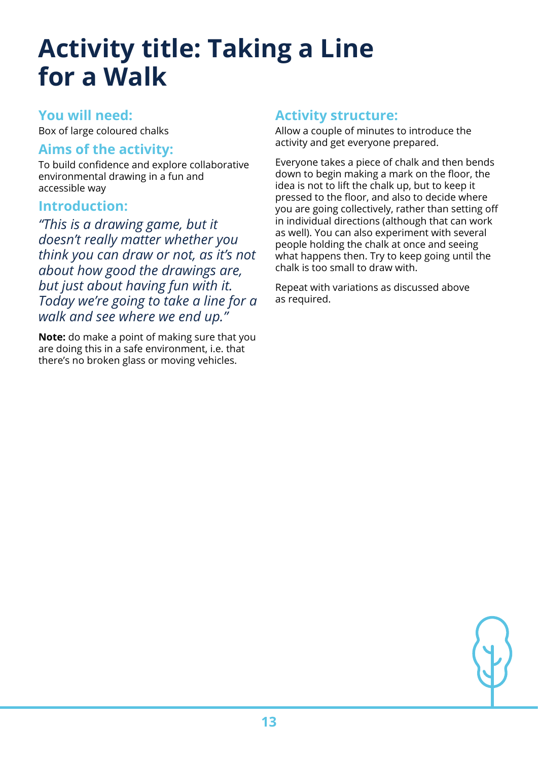# Activity title: Taking a Line for a Walk

## You will need:

Box of large coloured chalks

## Aims of the activity:

To build confidence and explore collaborative environmental drawing in a fun and accessible way

## Introduction:

*"This is a drawing game, but it doesn't really matter whether you think you can draw or not, as it's not about how good the drawings are, but just about having fun with it. Today we're going to take a line for a walk and see where we end up."*

**Note:** do make a point of making sure that you are doing this in a safe environment, i.e. that there's no broken glass or moving vehicles.

## Activity structure:

Allow a couple of minutes to introduce the activity and get everyone prepared.

Everyone takes a piece of chalk and then bends down to begin making a mark on the floor, the idea is not to lift the chalk up, but to keep it pressed to the floor, and also to decide where you are going collectively, rather than setting off in individual directions (although that can work as well). You can also experiment with several people holding the chalk at once and seeing what happens then. Try to keep going until the chalk is too small to draw with.

Repeat with variations as discussed above as required.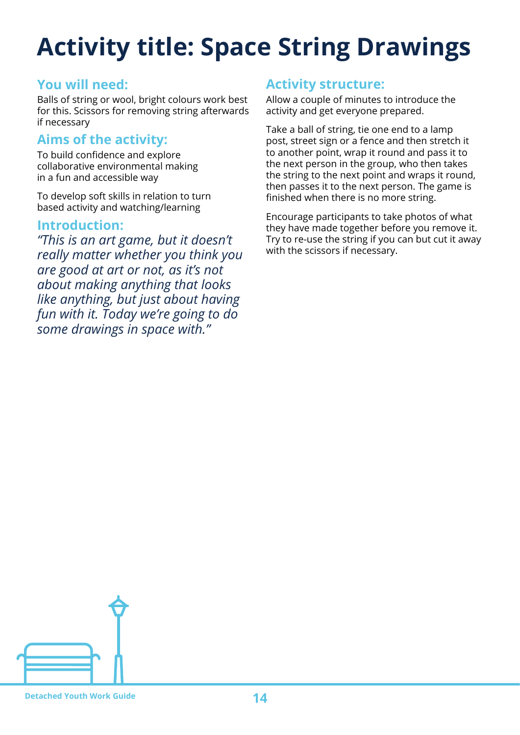# Activity title: Space String Drawings

## You will need:

Balls of string or wool, bright colours work best for this. Scissors for removing string afterwards if necessary

## Aims of the activity:

To build confidence and explore collaborative environmental making in a fun and accessible way

To develop soft skills in relation to turn based activity and watching/learning

## Introduction:

*"This is an art game, but it doesn't really matter whether you think you are good at art or not, as it's not about making anything that looks like anything, but just about having fun with it. Today we're going to do some drawings in space with."*

## Activity structure:

Allow a couple of minutes to introduce the activity and get everyone prepared.

Take a ball of string, tie one end to a lamp post, street sign or a fence and then stretch it to another point, wrap it round and pass it to the next person in the group, who then takes the string to the next point and wraps it round, then passes it to the next person. The game is finished when there is no more string.

Encourage participants to take photos of what they have made together before you remove it. Try to re-use the string if you can but cut it away with the scissors if necessary.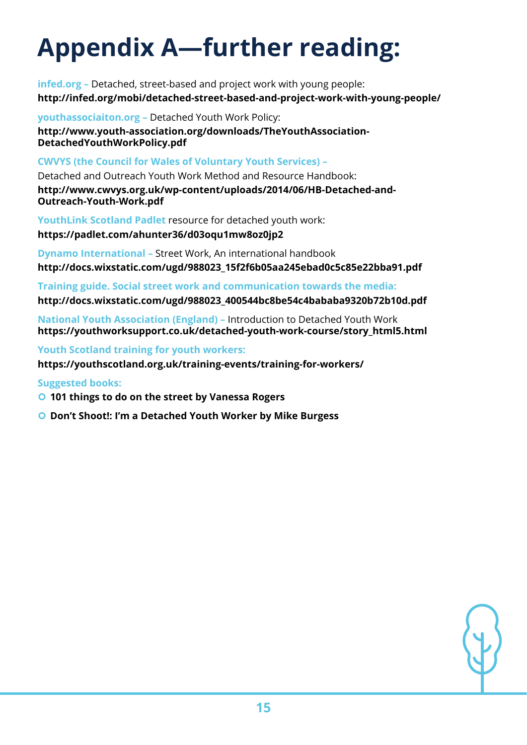# Appendix A—further reading:

infed.org – Detached, street-based and project work with young people:
**http://infed.org/mobi/detached-street-based-and-project-work-with-young-people/**

youthassociaiton.org – Detached Youth Work Policy:
**http://www.youth-association.org/downloads/TheYouthAssociation-DetachedYouthWorkPolicy.pdf**

CWVYS (the Council for Wales of Voluntary Youth Services) –
Detached and Outreach Youth Work Method and Resource Handbook:
**http://www.cwvys.org.uk/wp-content/uploads/2014/06/HB-Detached-and-Outreach-Youth-Work.pdf**

YouthLink Scotland Padlet resource for detached youth work:
**https://padlet.com/ahunter36/d03oqu1mw8oz0jp2**

Dynamo International – Street Work, An international handbook
**http://docs.wixstatic.com/ugd/988023_15f2f6b05aa245ebad0c5c85e22bba91.pdf**

Training guide. Social street work and communication towards the media:
**http://docs.wixstatic.com/ugd/988023_400544bc8be54c4bababa9320b72b10d.pdf**

National Youth Association (England) – Introduction to Detached Youth Work
**https://youthworksupport.co.uk/detached-youth-work-course/story_html5.html**

Youth Scotland training for youth workers:
**https://youthscotland.org.uk/training-events/training-for-workers/**

Suggested books:

- **101 things to do on the street by Vanessa Rogers**
- **Don't Shoot!: I'm a Detached Youth Worker by Mike Burgess**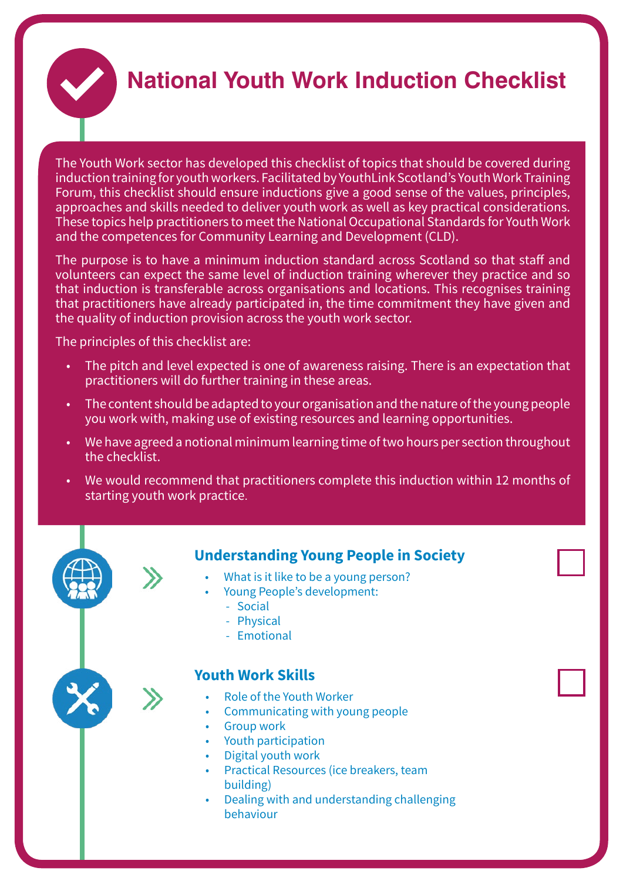# National Youth Work Induction Checklist

The Youth Work sector has developed this checklist of topics that should be covered during induction training for youth workers. Facilitated by YouthLink Scotland's Youth Work Training Forum, this checklist should ensure inductions give a good sense of the values, principles, approaches and skills needed to deliver youth work as well as key practical considerations. These topics help practitioners to meet the National Occupational Standards for Youth Work and the competences for Community Learning and Development (CLD).

The purpose is to have a minimum induction standard across Scotland so that staff and volunteers can expect the same level of induction training wherever they practice and so that induction is transferable across organisations and locations. This recognises training that practitioners have already participated in, the time commitment they have given and the quality of induction provision across the youth work sector.

The principles of this checklist are:

- The pitch and level expected is one of awareness raising. There is an expectation that practitioners will do further training in these areas.
- The content should be adapted to your organisation and the nature of the young people you work with, making use of existing resources and learning opportunities.
- We have agreed a notional minimum learning time of two hours per section throughout the checklist.
- We would recommend that practitioners complete this induction within 12 months of starting youth work practice.

### Understanding Young People in Society ☐

- What is it like to be a young person?
- Young People's development:
  - Social
  - Physical
  - Emotional

### Youth Work Skills ☐

- Role of the Youth Worker
- Communicating with young people
- Group work
- Youth participation
- Digital youth work
- Practical Resources (ice breakers, team building)
- Dealing with and understanding challenging behaviour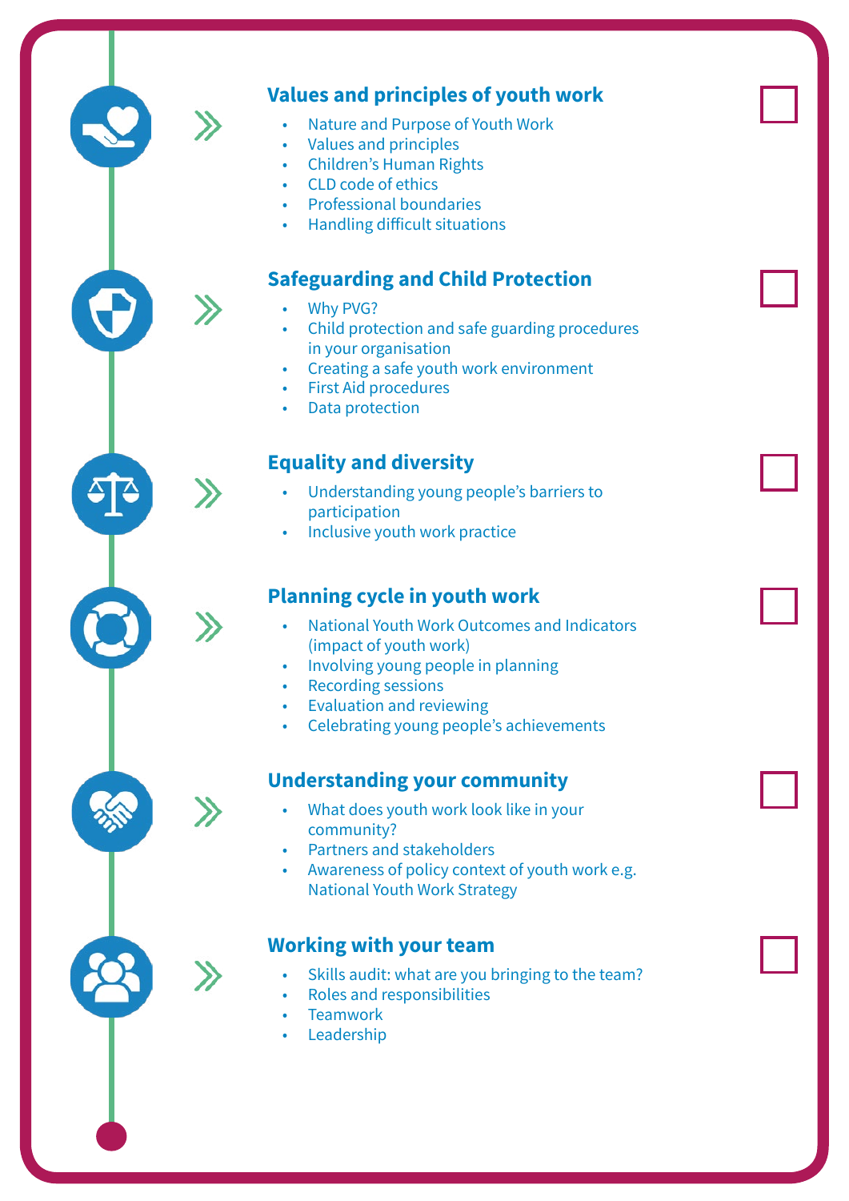## Values and principles of youth work

- Nature and Purpose of Youth Work
- Values and principles
- Children's Human Rights
- CLD code of ethics
- Professional boundaries
- Handling difficult situations

## Safeguarding and Child Protection

- Why PVG?
- Child protection and safe guarding procedures in your organisation
- Creating a safe youth work environment
- First Aid procedures
- Data protection

## Equality and diversity

- Understanding young people's barriers to participation
- Inclusive youth work practice

## Planning cycle in youth work

- National Youth Work Outcomes and Indicators (impact of youth work)
- Involving young people in planning
- Recording sessions
- Evaluation and reviewing
- Celebrating young people's achievements

## Understanding your community

- What does youth work look like in your community?
- Partners and stakeholders
- Awareness of policy context of youth work e.g. National Youth Work Strategy

## Working with your team

- Skills audit: what are you bringing to the team?
- Roles and responsibilities
- Teamwork
- Leadership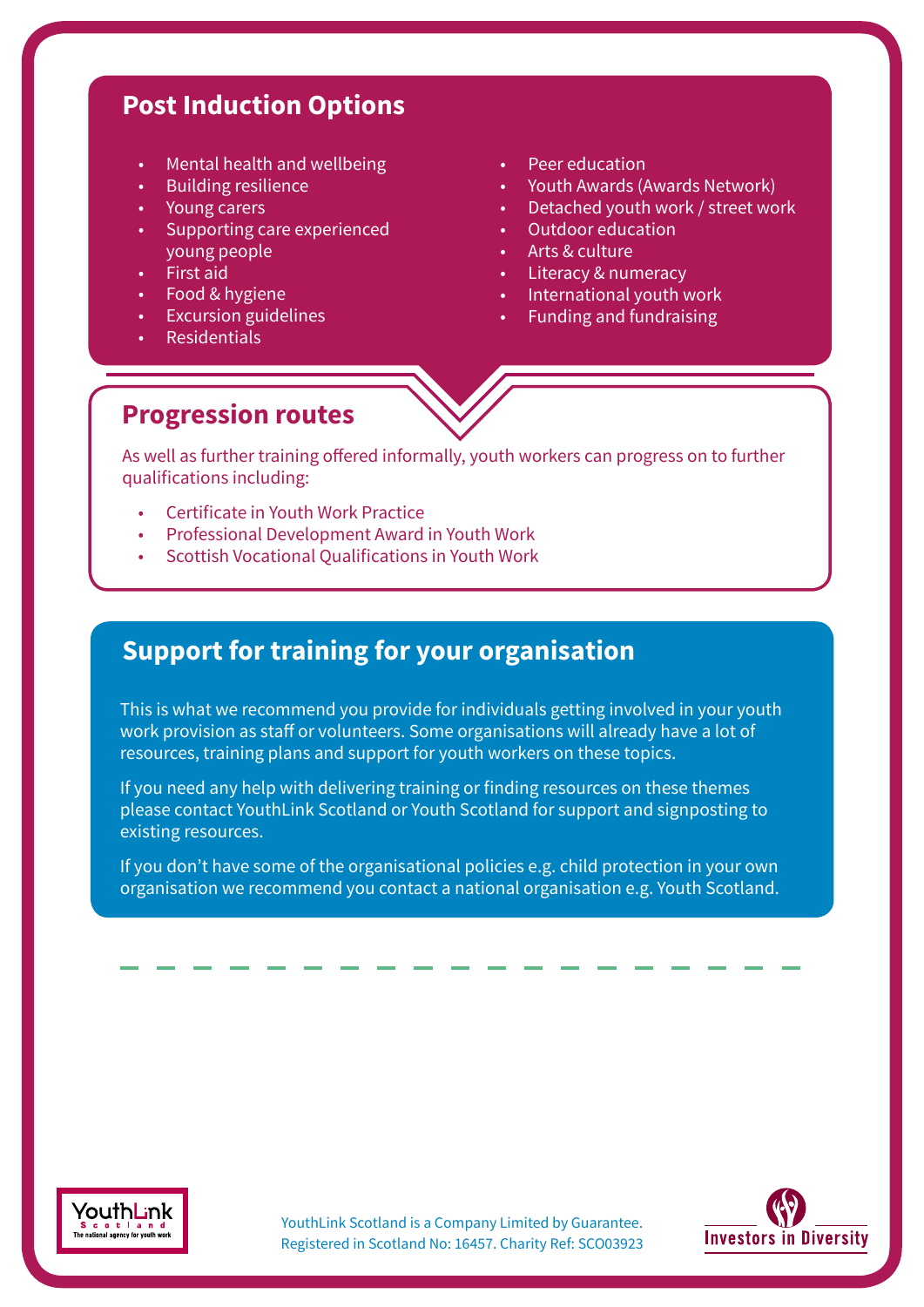## Post Induction Options

- Mental health and wellbeing
- Building resilience
- Young carers
- Supporting care experienced young people
- First aid
- Food & hygiene
- Excursion guidelines
- Residentials
- Peer education
- Youth Awards (Awards Network)
- Detached youth work / street work
- Outdoor education
- Arts & culture
- Literacy & numeracy
- International youth work
- Funding and fundraising

## Progression routes

As well as further training offered informally, youth workers can progress on to further qualifications including:

- Certificate in Youth Work Practice
- Professional Development Award in Youth Work
- Scottish Vocational Qualifications in Youth Work

## Support for training for your organisation

This is what we recommend you provide for individuals getting involved in your youth work provision as staff or volunteers. Some organisations will already have a lot of resources, training plans and support for youth workers on these topics.

If you need any help with delivering training or finding resources on these themes please contact YouthLink Scotland or Youth Scotland for support and signposting to existing resources.

If you don't have some of the organisational policies e.g. child protection in your own organisation we recommend you contact a national organisation e.g. Youth Scotland.

YouthLink Scotland is a Company Limited by Guarantee.
Registered in Scotland No: 16457. Charity Ref: SCO03923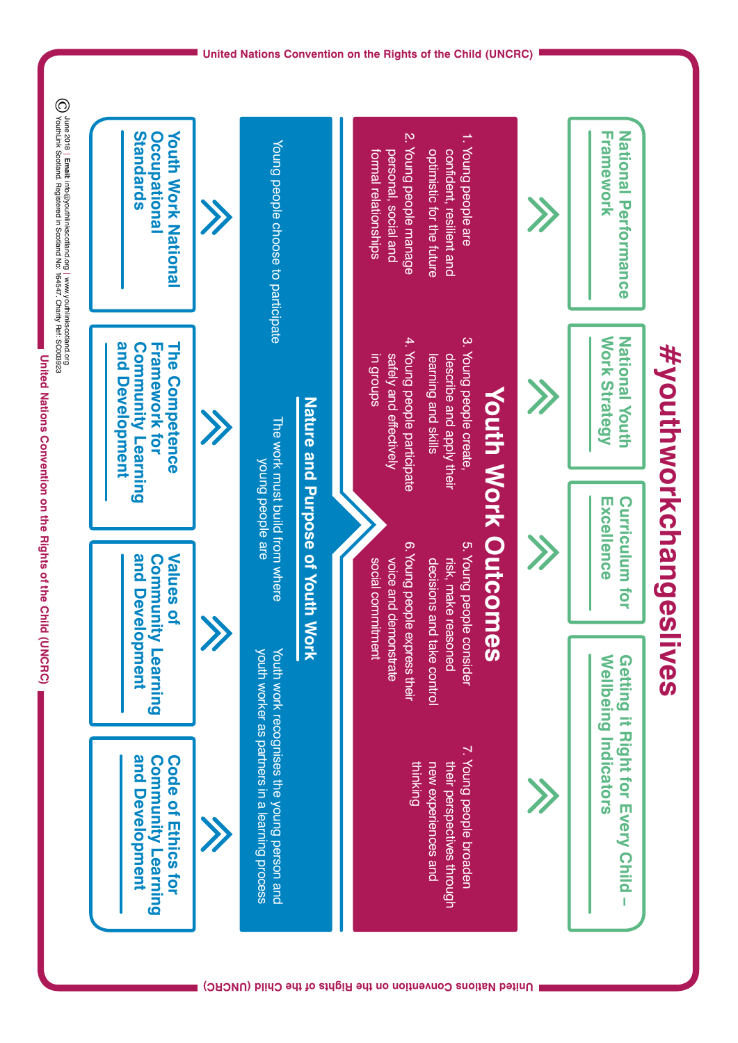# #youthworkchangeslives

United Nations Convention on the Rights of the Child (UNCRC)

National Performance Framework

National Youth Work Strategy

Curriculum for Excellence

Getting it Right for Every Child – Wellbeing Indicators

## Youth Work Outcomes

1. Young people are confident, resilient and optimistic for the future
2. Young people manage personal, social and formal relationships
3. Young people create, describe and apply their learning and skills
4. Young people participate safely and effectively in groups
5. Young people consider risk, make reasoned decisions and take control
6. Young people express their voice and demonstrate social commitment
7. Young people broaden their perspectives through new experiences and thinking

## Nature and Purpose of Youth Work

Young people choose to participate

The work must build from where young people are

Youth work recognises the young person and youth worker as partners in a learning process

Youth Work National Occupational Standards

The Competence Framework for Community Learning and Development

Values of Community Learning and Development

Code of Ethics for Community Learning and Development

© June 2018 | **Email:** info@youthlinkscotland.org | www.youthlinkscotland.org
YouthLink Scotland. Registered in Scotland No: 164547. Charity Ref: SC003923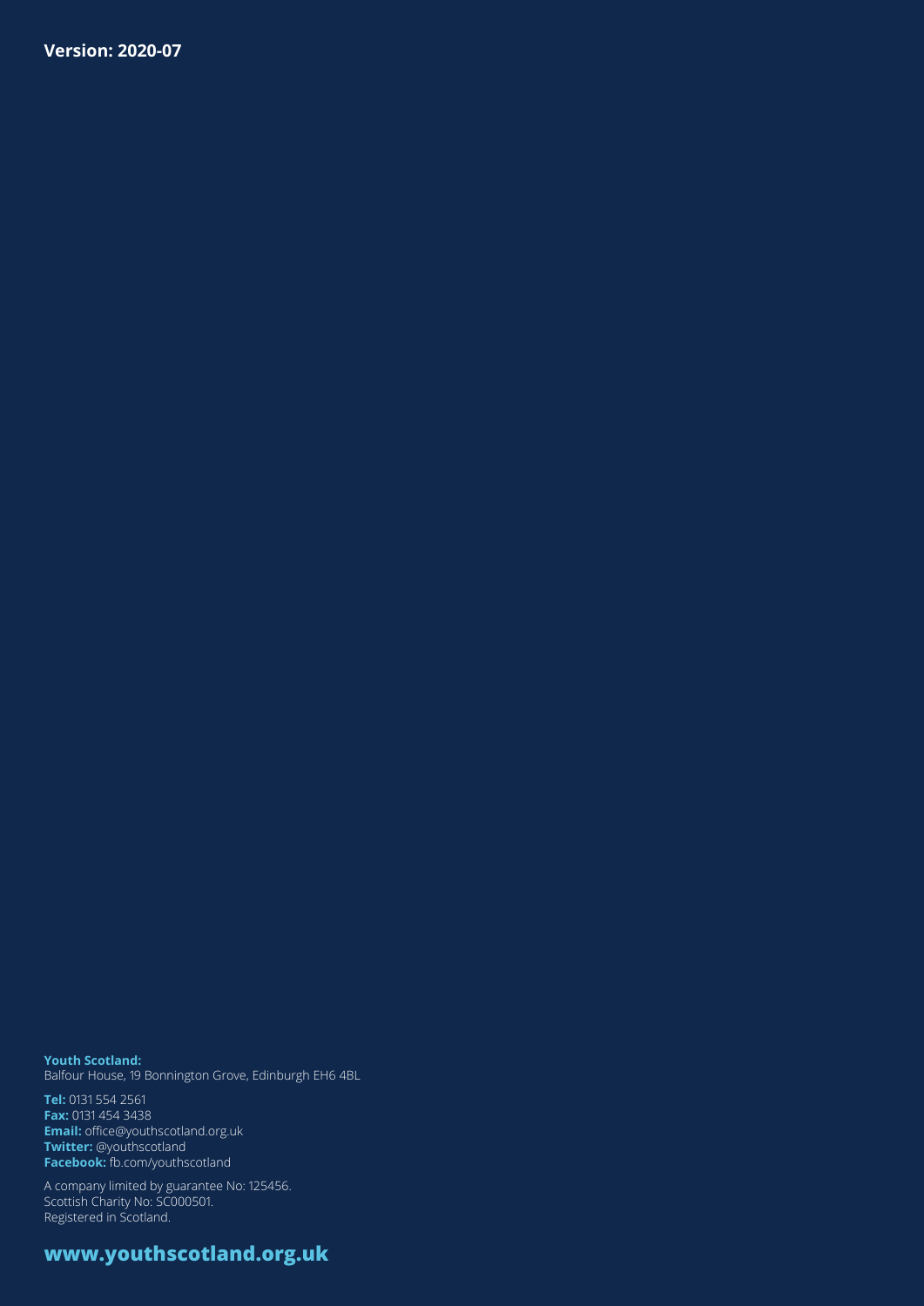**Version: 2020-07**

**Youth Scotland:**
Balfour House, 19 Bonnington Grove, Edinburgh EH6 4BL

**Tel:** 0131 554 2561
**Fax:** 0131 454 3438
**Email:** office@youthscotland.org.uk
**Twitter:** @youthscotland
**Facebook:** fb.com/youthscotland

A company limited by guarantee No: 125456.
Scottish Charity No: SC000501.
Registered in Scotland.

**www.youthscotland.org.uk**